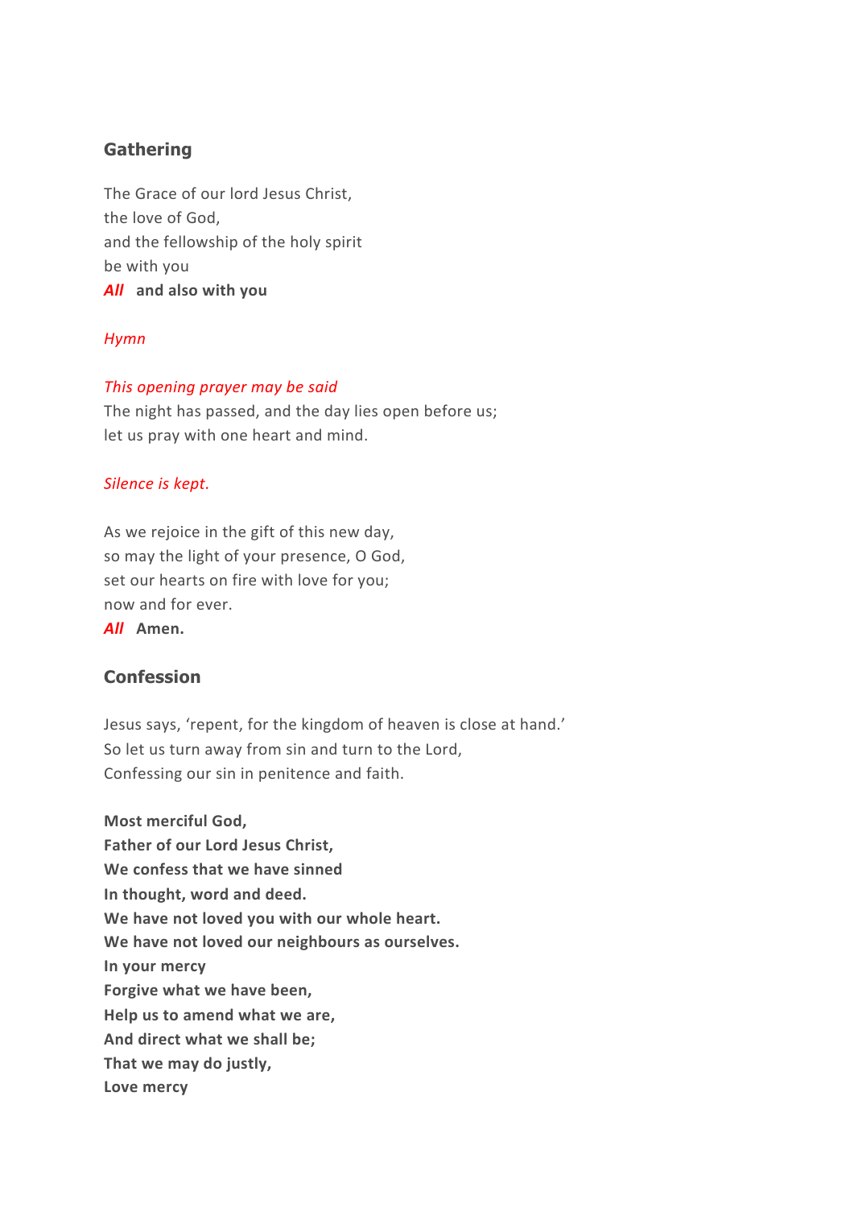## Gathering

The Grace of our lord Jesus Christ,
the love of God,
and the fellowship of the holy spirit
be with you
***All*** **and also with you**

*Hymn*

*This opening prayer may be said*
The night has passed, and the day lies open before us;
let us pray with one heart and mind.

*Silence is kept.*

As we rejoice in the gift of this new day,
so may the light of your presence, O God,
set our hearts on fire with love for you;
now and for ever.
***All*** **Amen.**

## Confession

Jesus says, 'repent, for the kingdom of heaven is close at hand.'
So let us turn away from sin and turn to the Lord,
Confessing our sin in penitence and faith.

**Most merciful God,**
**Father of our Lord Jesus Christ,**
**We confess that we have sinned**
**In thought, word and deed.**
**We have not loved you with our whole heart.**
**We have not loved our neighbours as ourselves.**
**In your mercy**
**Forgive what we have been,**
**Help us to amend what we are,**
**And direct what we shall be;**
**That we may do justly,**
**Love mercy**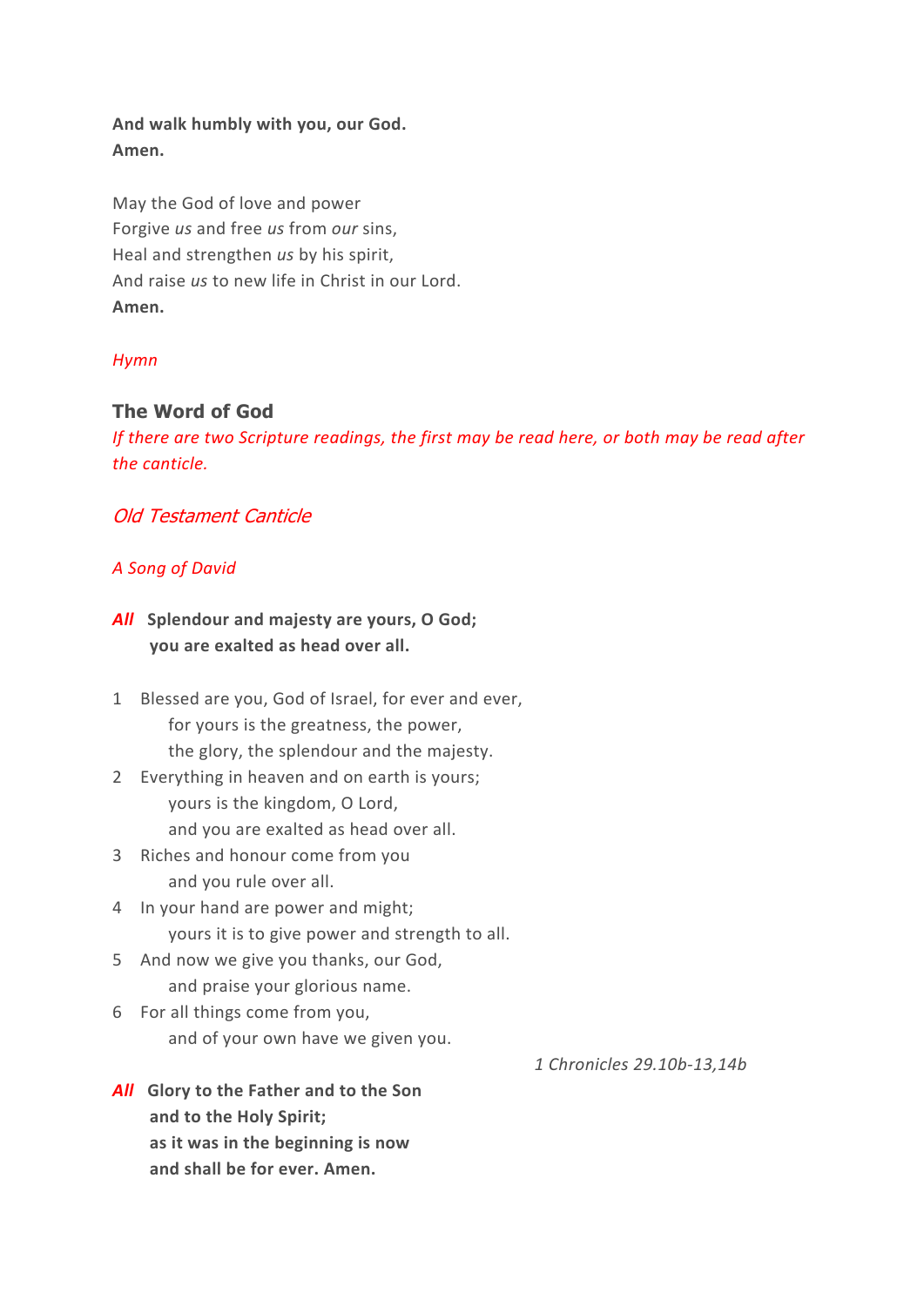**And walk humbly with you, our God.**
**Amen.**

May the God of love and power
Forgive *us* and free *us* from *our* sins,
Heal and strengthen *us* by his spirit,
And raise *us* to new life in Christ in our Lord.
**Amen.**

*Hymn*

## The Word of God

*If there are two Scripture readings, the first may be read here, or both may be read after the canticle.*

### *Old Testament Canticle*

*A Song of David*

***All*** **Splendour and majesty are yours, O God;**
**you are exalted as head over all.**

1 Blessed are you, God of Israel, for ever and ever,
for yours is the greatness, the power,
the glory, the splendour and the majesty.
2 Everything in heaven and on earth is yours;
yours is the kingdom, O Lord,
and you are exalted as head over all.
3 Riches and honour come from you
and you rule over all.
4 In your hand are power and might;
yours it is to give power and strength to all.
5 And now we give you thanks, our God,
and praise your glorious name.
6 For all things come from you,
and of your own have we given you.

*1 Chronicles 29.10b-13,14b*

***All*** **Glory to the Father and to the Son**
**and to the Holy Spirit;**
**as it was in the beginning is now**
**and shall be for ever. Amen.**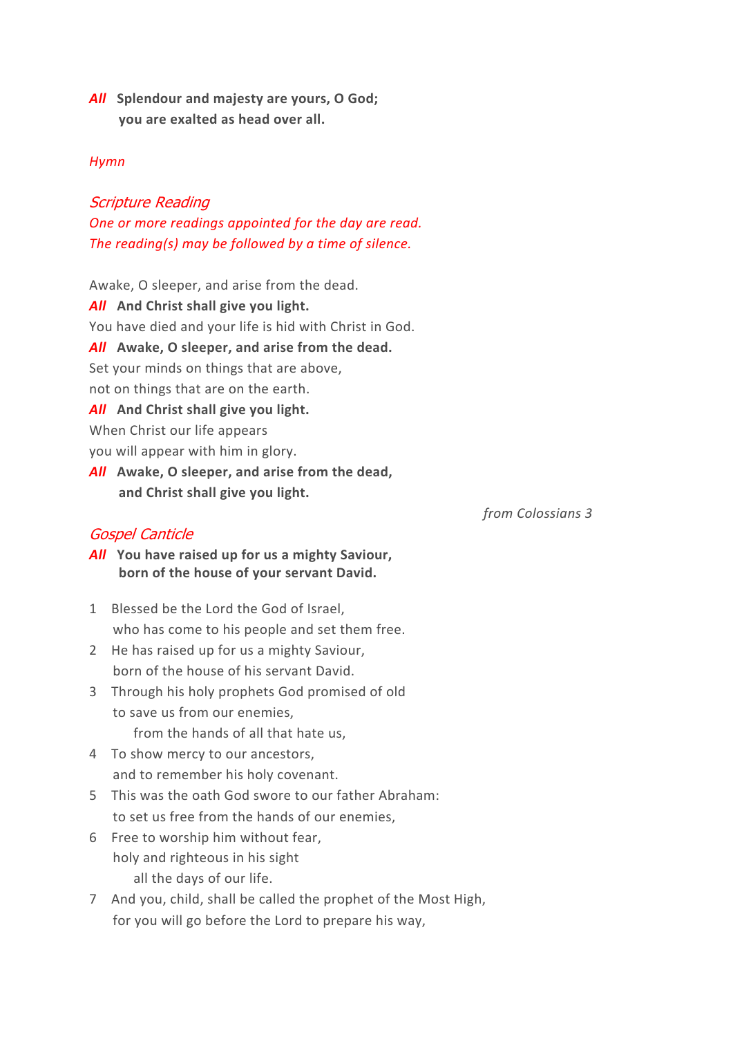***All*** **Splendour and majesty are yours, O God;**
**you are exalted as head over all.**

*Hymn*

## *Scripture Reading*

*One or more readings appointed for the day are read.*
*The reading(s) may be followed by a time of silence.*

Awake, O sleeper, and arise from the dead.
***All*** **And Christ shall give you light.**
You have died and your life is hid with Christ in God.
***All*** **Awake, O sleeper, and arise from the dead.**
Set your minds on things that are above,
not on things that are on the earth.
***All*** **And Christ shall give you light.**
When Christ our life appears
you will appear with him in glory.
***All*** **Awake, O sleeper, and arise from the dead,**
**and Christ shall give you light.**

*from Colossians 3*

## *Gospel Canticle*

***All*** **You have raised up for us a mighty Saviour,**
**born of the house of your servant David.**

1 Blessed be the Lord the God of Israel,
who has come to his people and set them free.
2 He has raised up for us a mighty Saviour,
born of the house of his servant David.
3 Through his holy prophets God promised of old
to save us from our enemies,
from the hands of all that hate us,
4 To show mercy to our ancestors,
and to remember his holy covenant.
5 This was the oath God swore to our father Abraham:
to set us free from the hands of our enemies,
6 Free to worship him without fear,
holy and righteous in his sight
all the days of our life.
7 And you, child, shall be called the prophet of the Most High,
for you will go before the Lord to prepare his way,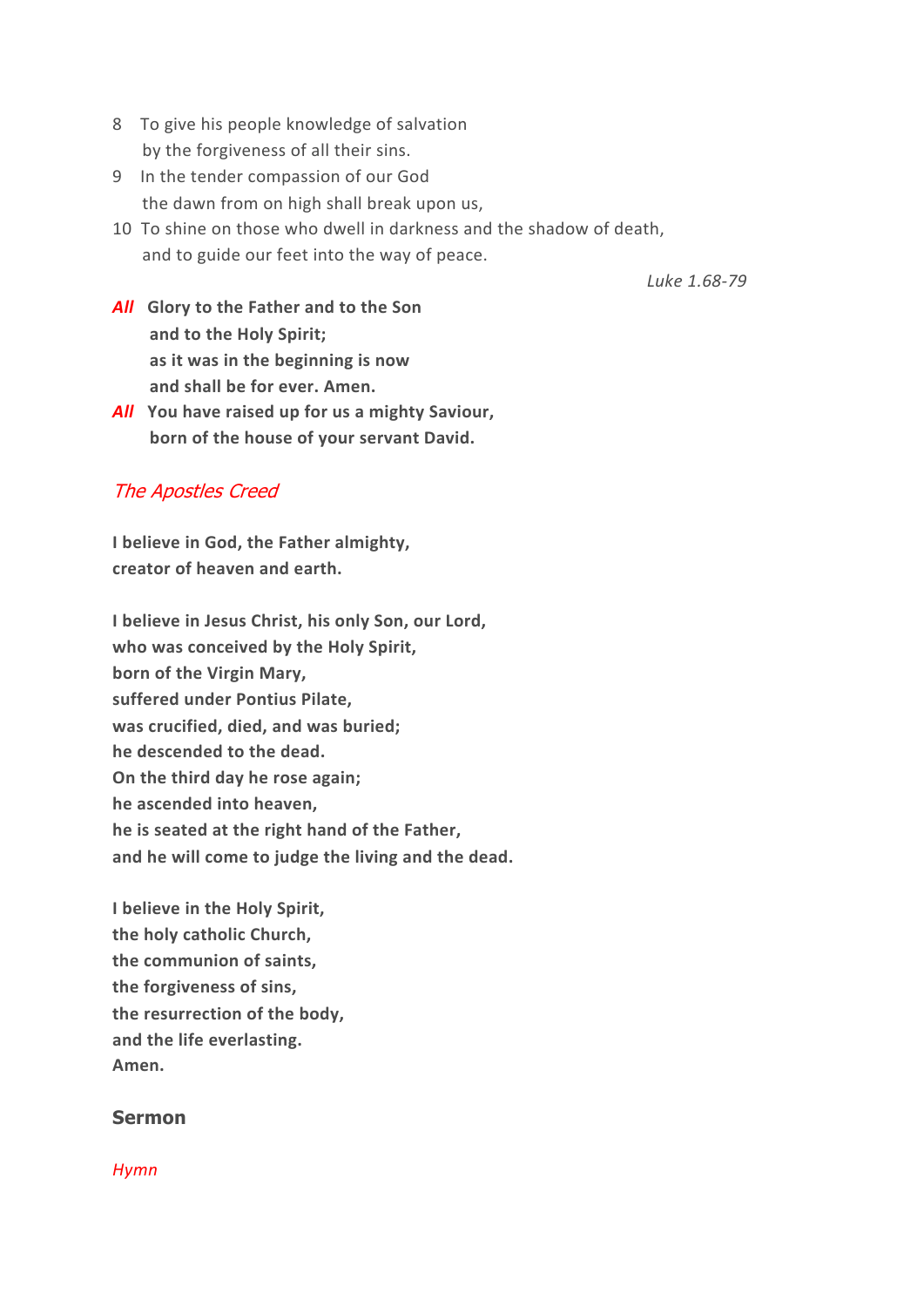8 To give his people knowledge of salvation
 by the forgiveness of all their sins.

9 In the tender compassion of our God
 the dawn from on high shall break upon us,

10 To shine on those who dwell in darkness and the shadow of death,
 and to guide our feet into the way of peace.

*Luke 1.68-79*

***All*** **Glory to the Father and to the Son**
**and to the Holy Spirit;**
**as it was in the beginning is now**
**and shall be for ever. Amen.**

***All*** **You have raised up for us a mighty Saviour,**
**born of the house of your servant David.**

*The Apostles Creed*

**I believe in God, the Father almighty,**
**creator of heaven and earth.**

**I believe in Jesus Christ, his only Son, our Lord,**
**who was conceived by the Holy Spirit,**
**born of the Virgin Mary,**
**suffered under Pontius Pilate,**
**was crucified, died, and was buried;**
**he descended to the dead.**
**On the third day he rose again;**
**he ascended into heaven,**
**he is seated at the right hand of the Father,**
**and he will come to judge the living and the dead.**

**I believe in the Holy Spirit,**
**the holy catholic Church,**
**the communion of saints,**
**the forgiveness of sins,**
**the resurrection of the body,**
**and the life everlasting.**
**Amen.**

## Sermon

*Hymn*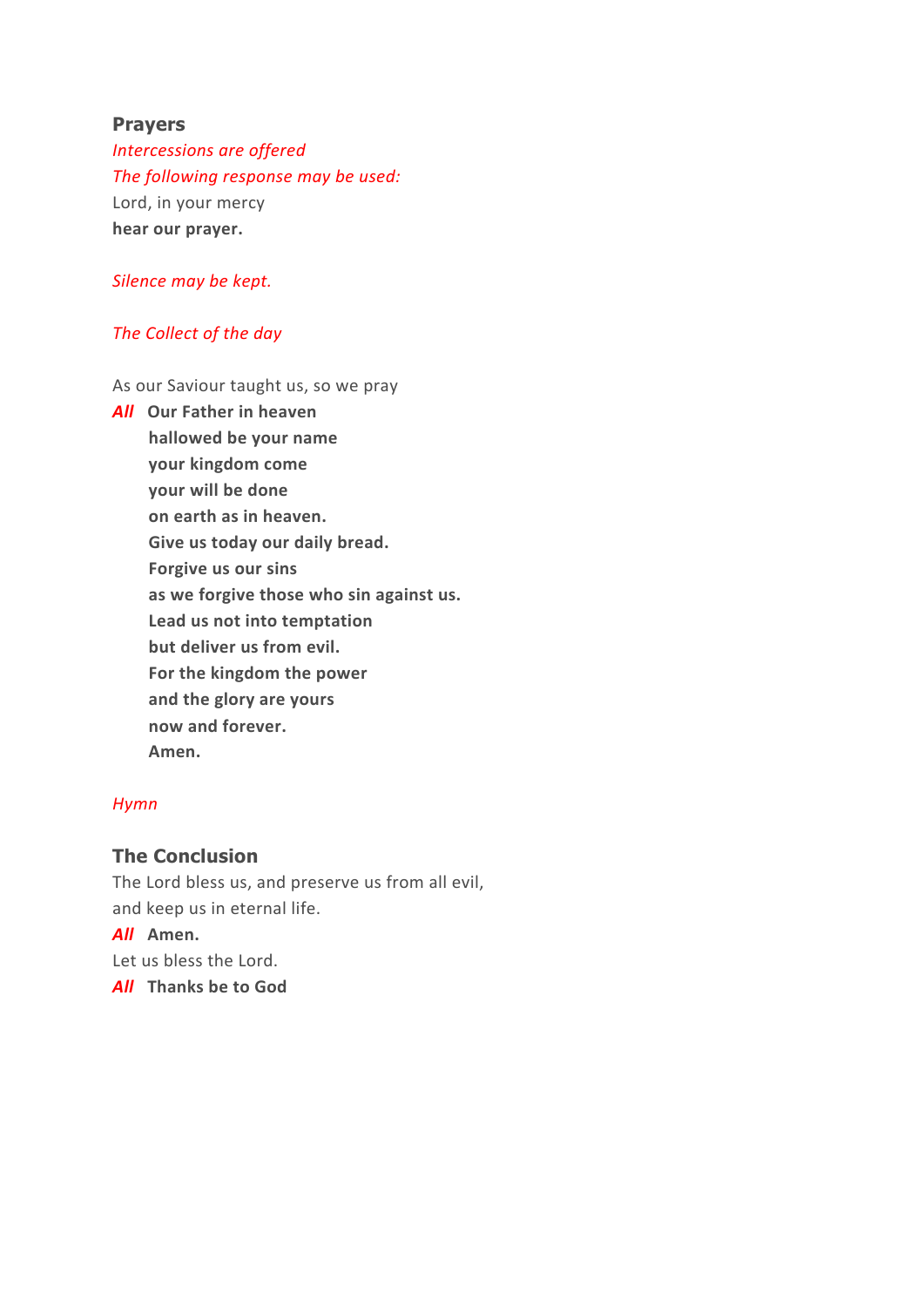## Prayers

*Intercessions are offered*

*The following response may be used:*

Lord, in your mercy
**hear our prayer.**

*Silence may be kept.*

*The Collect of the day*

As our Saviour taught us, so we pray

***All*** **Our Father in heaven**
**hallowed be your name**
**your kingdom come**
**your will be done**
**on earth as in heaven.**
**Give us today our daily bread.**
**Forgive us our sins**
**as we forgive those who sin against us.**
**Lead us not into temptation**
**but deliver us from evil.**
**For the kingdom the power**
**and the glory are yours**
**now and forever.**
**Amen.**

*Hymn*

## The Conclusion

The Lord bless us, and preserve us from all evil,
and keep us in eternal life.

***All*** **Amen.**

Let us bless the Lord.

***All*** **Thanks be to God**